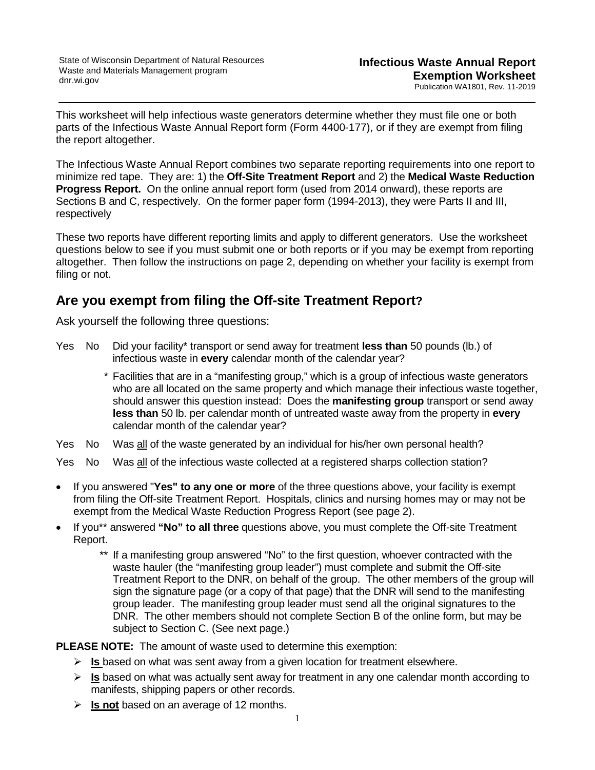State of Wisconsin Department of Natural Resources
Waste and Materials Management program
dnr.wi.gov

**Infectious Waste Annual Report**
**Exemption Worksheet**
Publication WA1801, Rev. 11-2019

This worksheet will help infectious waste generators determine whether they must file one or both parts of the Infectious Waste Annual Report form (Form 4400-177), or if they are exempt from filing the report altogether.

The Infectious Waste Annual Report combines two separate reporting requirements into one report to minimize red tape. They are: 1) the **Off-Site Treatment Report** and 2) the **Medical Waste Reduction Progress Report.** On the online annual report form (used from 2014 onward), these reports are Sections B and C, respectively. On the former paper form (1994-2013), they were Parts II and III, respectively

These two reports have different reporting limits and apply to different generators. Use the worksheet questions below to see if you must submit one or both reports or if you may be exempt from reporting altogether. Then follow the instructions on page 2, depending on whether your facility is exempt from filing or not.

## Are you exempt from filing the Off-site Treatment Report?

Ask yourself the following three questions:

Yes No Did your facility* transport or send away for treatment **less than** 50 pounds (lb.) of infectious waste in **every** calendar month of the calendar year?

> \* Facilities that are in a "manifesting group," which is a group of infectious waste generators who are all located on the same property and which manage their infectious waste together, should answer this question instead: Does the **manifesting group** transport or send away **less than** 50 lb. per calendar month of untreated waste away from the property in **every** calendar month of the calendar year?

Yes No Was <u>all</u> of the waste generated by an individual for his/her own personal health?

Yes No Was <u>all</u> of the infectious waste collected at a registered sharps collection station?

- If you answered "**Yes" to any one or more** of the three questions above, your facility is exempt from filing the Off-site Treatment Report. Hospitals, clinics and nursing homes may or may not be exempt from the Medical Waste Reduction Progress Report (see page 2).
- If you** answered **"No" to all three** questions above, you must complete the Off-site Treatment Report.

  > \*\* If a manifesting group answered "No" to the first question, whoever contracted with the waste hauler (the "manifesting group leader") must complete and submit the Off-site Treatment Report to the DNR, on behalf of the group. The other members of the group will sign the signature page (or a copy of that page) that the DNR will send to the manifesting group leader. The manifesting group leader must send all the original signatures to the DNR. The other members should not complete Section B of the online form, but may be subject to Section C. (See next page.)

**PLEASE NOTE:** The amount of waste used to determine this exemption:

- **<u>Is</u>** based on what was sent away from a given location for treatment elsewhere.
- **<u>Is</u>** based on what was actually sent away for treatment in any one calendar month according to manifests, shipping papers or other records.
- **<u>Is not</u>** based on an average of 12 months.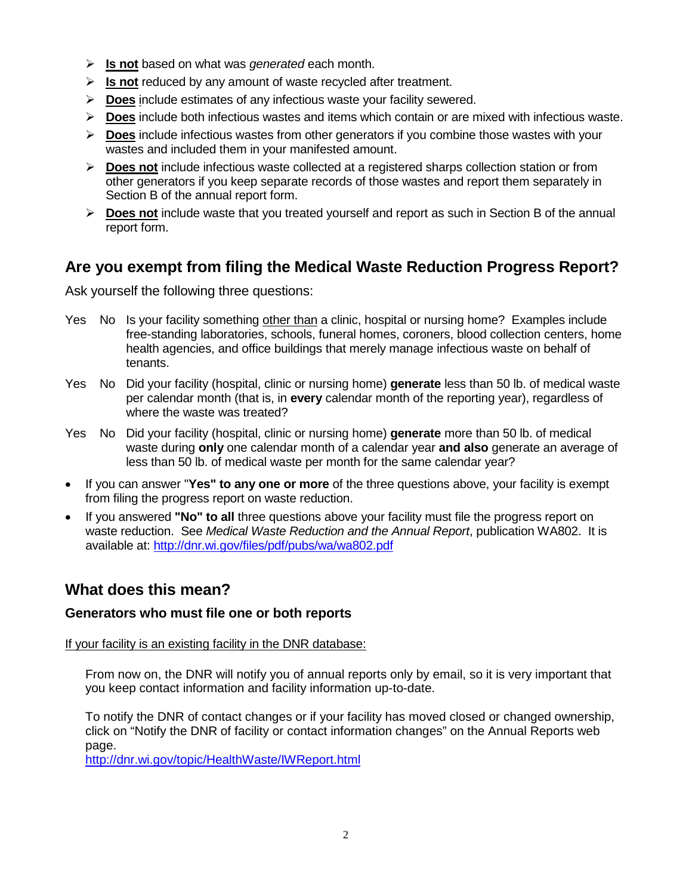- **Is not** based on what was *generated* each month.
- **Is not** reduced by any amount of waste recycled after treatment.
- **Does** include estimates of any infectious waste your facility sewered.
- **Does** include both infectious wastes and items which contain or are mixed with infectious waste.
- **Does** include infectious wastes from other generators if you combine those wastes with your wastes and included them in your manifested amount.
- **Does not** include infectious waste collected at a registered sharps collection station or from other generators if you keep separate records of those wastes and report them separately in Section B of the annual report form.
- **Does not** include waste that you treated yourself and report as such in Section B of the annual report form.

## Are you exempt from filing the Medical Waste Reduction Progress Report?

Ask yourself the following three questions:

Yes No Is your facility something other than a clinic, hospital or nursing home? Examples include free-standing laboratories, schools, funeral homes, coroners, blood collection centers, home health agencies, and office buildings that merely manage infectious waste on behalf of tenants.

Yes No Did your facility (hospital, clinic or nursing home) **generate** less than 50 lb. of medical waste per calendar month (that is, in **every** calendar month of the reporting year), regardless of where the waste was treated?

Yes No Did your facility (hospital, clinic or nursing home) **generate** more than 50 lb. of medical waste during **only** one calendar month of a calendar year **and also** generate an average of less than 50 lb. of medical waste per month for the same calendar year?

- If you can answer "**Yes" to any one or more** of the three questions above, your facility is exempt from filing the progress report on waste reduction.
- If you answered **"No" to all** three questions above your facility must file the progress report on waste reduction. See *Medical Waste Reduction and the Annual Report*, publication WA802. It is available at: http://dnr.wi.gov/files/pdf/pubs/wa/wa802.pdf

## What does this mean?

### Generators who must file one or both reports

If your facility is an existing facility in the DNR database:

From now on, the DNR will notify you of annual reports only by email, so it is very important that you keep contact information and facility information up-to-date.

To notify the DNR of contact changes or if your facility has moved closed or changed ownership, click on "Notify the DNR of facility or contact information changes" on the Annual Reports web page.
http://dnr.wi.gov/topic/HealthWaste/IWReport.html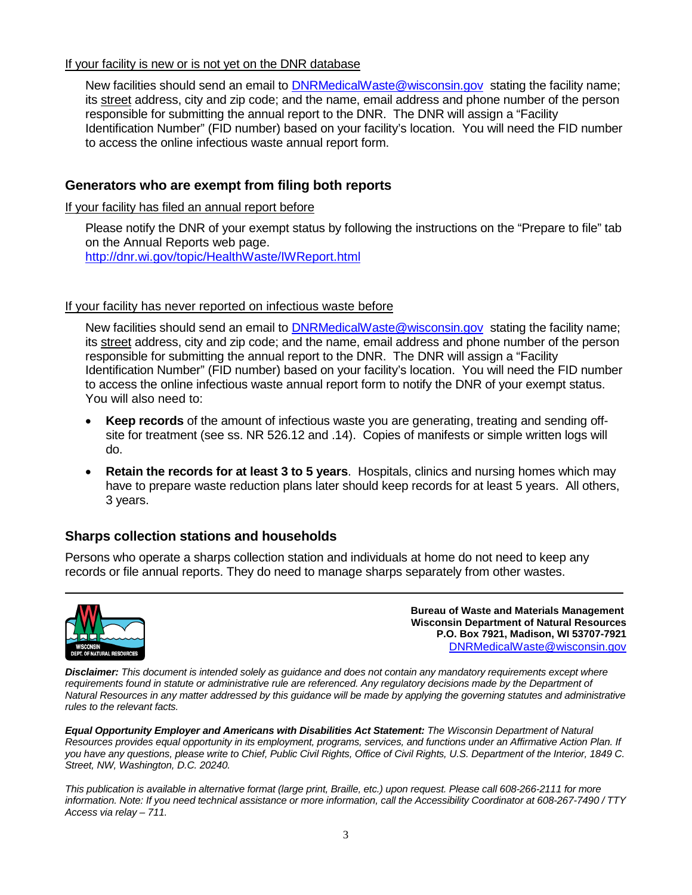If your facility is new or is not yet on the DNR database

New facilities should send an email to [DNRMedicalWaste@wisconsin.gov](mailto:DNRMedicalWaste@wisconsin.gov) stating the facility name; its street address, city and zip code; and the name, email address and phone number of the person responsible for submitting the annual report to the DNR. The DNR will assign a "Facility Identification Number" (FID number) based on your facility's location. You will need the FID number to access the online infectious waste annual report form.

## Generators who are exempt from filing both reports

If your facility has filed an annual report before

Please notify the DNR of your exempt status by following the instructions on the "Prepare to file" tab on the Annual Reports web page.
[http://dnr.wi.gov/topic/HealthWaste/IWReport.html](http://dnr.wi.gov/topic/HealthWaste/IWReport.html)

If your facility has never reported on infectious waste before

New facilities should send an email to [DNRMedicalWaste@wisconsin.gov](mailto:DNRMedicalWaste@wisconsin.gov) stating the facility name; its street address, city and zip code; and the name, email address and phone number of the person responsible for submitting the annual report to the DNR. The DNR will assign a "Facility Identification Number" (FID number) based on your facility's location. You will need the FID number to access the online infectious waste annual report form to notify the DNR of your exempt status. You will also need to:

- **Keep records** of the amount of infectious waste you are generating, treating and sending off-site for treatment (see ss. NR 526.12 and .14). Copies of manifests or simple written logs will do.
- **Retain the records for at least 3 to 5 years**. Hospitals, clinics and nursing homes which may have to prepare waste reduction plans later should keep records for at least 5 years. All others, 3 years.

## Sharps collection stations and households

Persons who operate a sharps collection station and individuals at home do not need to keep any records or file annual reports. They do need to manage sharps separately from other wastes.

---

WISCONSIN DEPT. OF NATURAL RESOURCES

**Bureau of Waste and Materials Management**
**Wisconsin Department of Natural Resources**
**P.O. Box 7921, Madison, WI 53707-7921**
[DNRMedicalWaste@wisconsin.gov](mailto:DNRMedicalWaste@wisconsin.gov)

***Disclaimer:*** *This document is intended solely as guidance and does not contain any mandatory requirements except where requirements found in statute or administrative rule are referenced. Any regulatory decisions made by the Department of Natural Resources in any matter addressed by this guidance will be made by applying the governing statutes and administrative rules to the relevant facts.*

***Equal Opportunity Employer and Americans with Disabilities Act Statement:*** *The Wisconsin Department of Natural Resources provides equal opportunity in its employment, programs, services, and functions under an Affirmative Action Plan. If you have any questions, please write to Chief, Public Civil Rights, Office of Civil Rights, U.S. Department of the Interior, 1849 C. Street, NW, Washington, D.C. 20240.*

*This publication is available in alternative format (large print, Braille, etc.) upon request. Please call 608-266-2111 for more information. Note: If you need technical assistance or more information, call the Accessibility Coordinator at 608-267-7490 / TTY Access via relay – 711.*